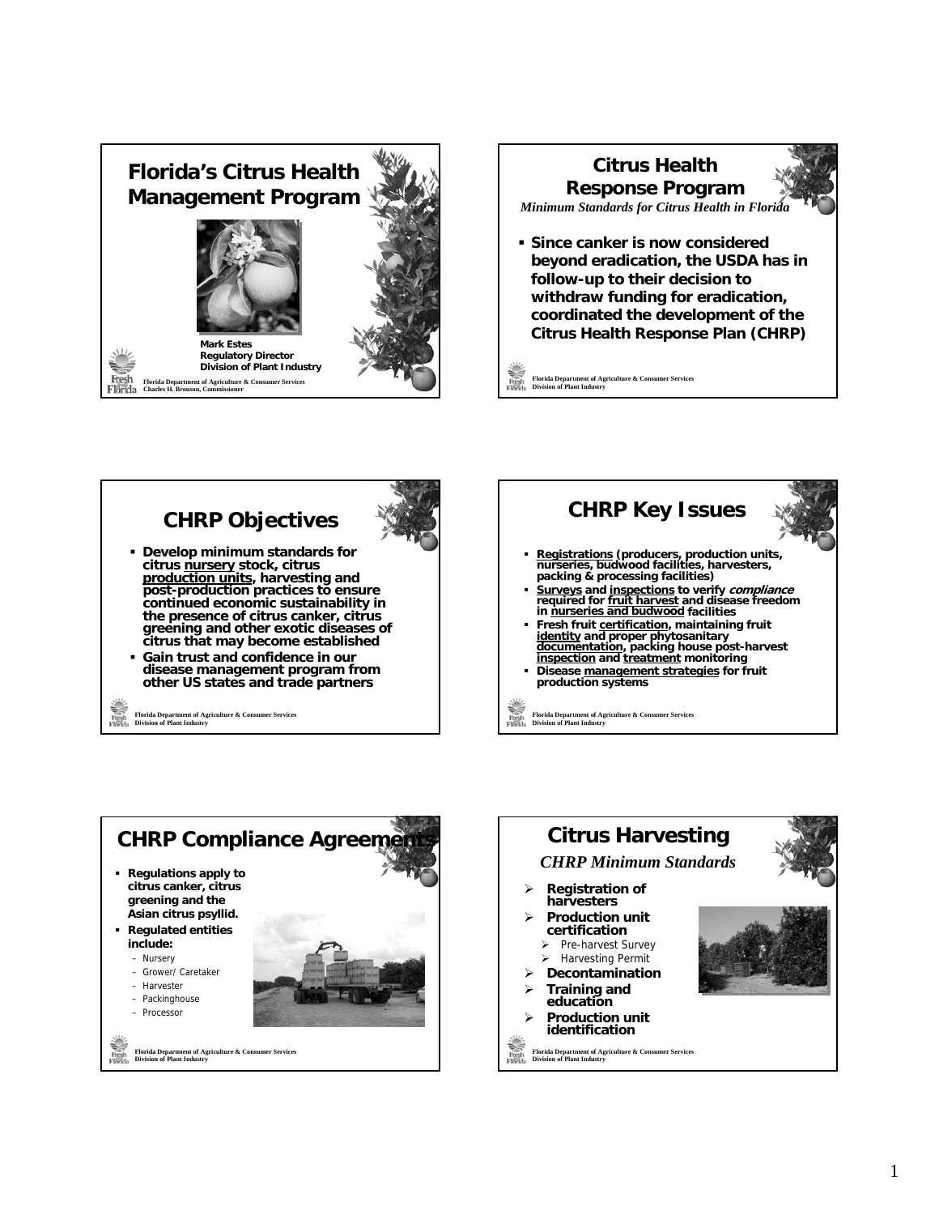# Florida's Citrus Health Management Program

Mark Estes
Regulatory Director
Division of Plant Industry

Florida Department of Agriculture & Consumer Services
Charles H. Bronson, Commissioner

## Citrus Health Response Program

*Minimum Standards for Citrus Health in Florida*

- **Since canker is now considered beyond eradication, the USDA has in follow-up to their decision to withdraw funding for eradication, coordinated the development of the Citrus Health Response Plan (CHRP)**

Florida Department of Agriculture & Consumer Services
Division of Plant Industry

## CHRP Objectives

- **Develop minimum standards for citrus <u>nursery</u> stock, citrus <u>production units</u>, harvesting and post-production practices to ensure continued economic sustainability in the presence of citrus canker, citrus greening and other exotic diseases of citrus that may become established**
- **Gain trust and confidence in our disease management program from other US states and trade partners**

Florida Department of Agriculture & Consumer Services
Division of Plant Industry

## CHRP Key Issues

- **<u>Registrations</u> (producers, production units, nurseries, budwood facilities, harvesters, packing & processing facilities)**
- **<u>Surveys</u> and <u>inspections</u> to verify *compliance* required for <u>fruit harvest</u> and disease freedom in <u>nurseries and budwood</u> facilities**
- **Fresh fruit <u>certification</u>, maintaining fruit <u>identity</u> and proper phytosanitary <u>documentation</u>, packing house post-harvest <u>inspection</u> and <u>treatment</u> monitoring**
- **Disease <u>management strategies</u> for fruit production systems**

Florida Department of Agriculture & Consumer Services
Division of Plant Industry

## CHRP Compliance Agreements

- **Regulations apply to citrus canker, citrus greening and the Asian citrus psyllid.**
- **Regulated entities include:**
  - Nursery
  - Grower/ Caretaker
  - Harvester
  - Packinghouse
  - Processor

Florida Department of Agriculture & Consumer Services
Division of Plant Industry

## Citrus Harvesting

*CHRP Minimum Standards*

- **Registration of harvesters**
- **Production unit certification**
  - Pre-harvest Survey
  - Harvesting Permit
- **Decontamination**
- **Training and education**
- **Production unit identification**

Florida Department of Agriculture & Consumer Services
Division of Plant Industry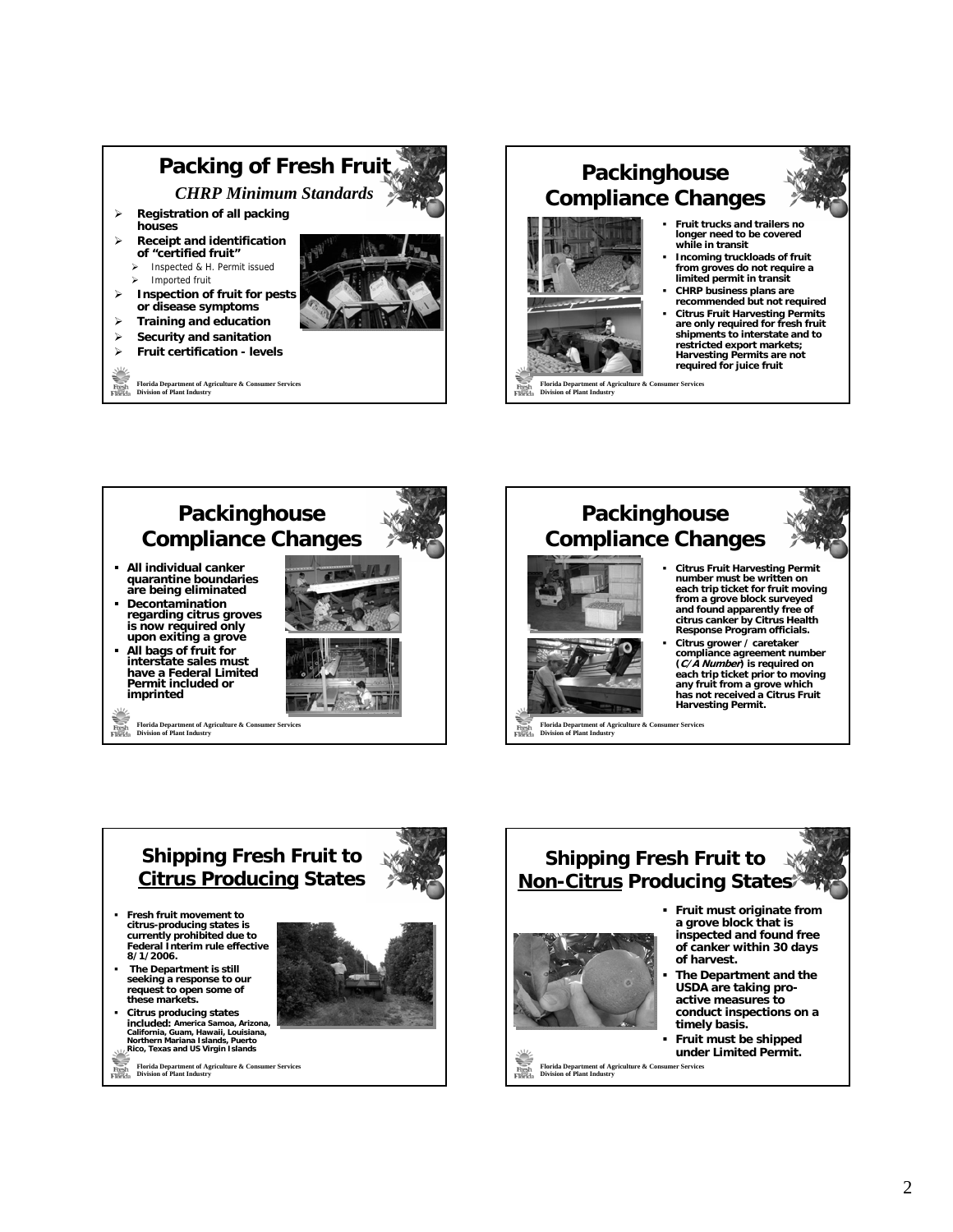## Packing of Fresh Fruit

*CHRP Minimum Standards*

- Registration of all packing houses
- Receipt and identification of "certified fruit"
  - Inspected & H. Permit issued
  - Imported fruit
- Inspection of fruit for pests or disease symptoms
- Training and education
- Security and sanitation
- Fruit certification - levels

Florida Department of Agriculture & Consumer Services
Division of Plant Industry

## Packinghouse Compliance Changes

- Fruit trucks and trailers no longer need to be covered while in transit
- Incoming truckloads of fruit from groves do not require a limited permit in transit
- CHRP business plans are recommended but not required
- Citrus Fruit Harvesting Permits are only required for fresh fruit shipments to interstate and to restricted export markets; Harvesting Permits are not required for juice fruit

Florida Department of Agriculture & Consumer Services
Division of Plant Industry

## Packinghouse Compliance Changes

- All individual canker quarantine boundaries are being eliminated
- Decontamination regarding citrus groves is now required only upon exiting a grove
- All bags of fruit for interstate sales must have a Federal Limited Permit included or imprinted

Florida Department of Agriculture & Consumer Services
Division of Plant Industry

## Packinghouse Compliance Changes

- Citrus Fruit Harvesting Permit number must be written on each trip ticket for fruit moving from a grove block surveyed and found apparently free of citrus canker by Citrus Health Response Program officials.
- Citrus grower / caretaker compliance agreement number (*C/A Number*) is required on each trip ticket prior to moving any fruit from a grove which has not received a Citrus Fruit Harvesting Permit.

Florida Department of Agriculture & Consumer Services
Division of Plant Industry

## Shipping Fresh Fruit to Citrus Producing States

- Fresh fruit movement to citrus-producing states is currently prohibited due to Federal Interim rule effective 8/1/2006.
- The Department is still seeking a response to our request to open some of these markets.
- Citrus producing states included: America Samoa, Arizona, California, Guam, Hawaii, Louisiana, Northern Mariana Islands, Puerto Rico, Texas and US Virgin Islands

Florida Department of Agriculture & Consumer Services
Division of Plant Industry

## Shipping Fresh Fruit to Non-Citrus Producing States

- Fruit must originate from a grove block that is inspected and found free of canker within 30 days of harvest.
- The Department and the USDA are taking pro-active measures to conduct inspections on a timely basis.
- Fruit must be shipped under Limited Permit.

Florida Department of Agriculture & Consumer Services
Division of Plant Industry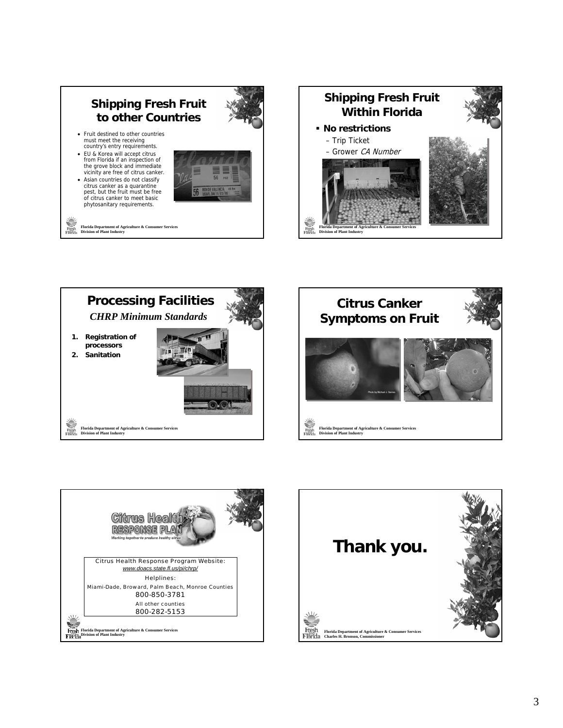## Shipping Fresh Fruit to other Countries

- Fruit destined to other countries must meet the receiving country's entry requirements.
- EU & Korea will accept citrus from Florida if an inspection of the grove block and immediate vicinity are free of citrus canker.
- Asian countries do not classify citrus canker as a quarantine pest, but the fruit must be free of citrus canker to meet basic phytosanitary requirements.

Florida Department of Agriculture & Consumer Services
Division of Plant Industry

## Shipping Fresh Fruit Within Florida

- **No restrictions**
  - Trip Ticket
  - Grower *CA Number*

Florida Department of Agriculture & Consumer Services
Division of Plant Industry

## Processing Facilities

***CHRP Minimum Standards***

1. **Registration of processors**
2. **Sanitation**

Florida Department of Agriculture & Consumer Services
Division of Plant Industry

## Citrus Canker Symptoms on Fruit

Photo by Michael J. Barnes

Florida Department of Agriculture & Consumer Services
Division of Plant Industry

## Citrus Health RESPONSE PLAN

*Working together to produce healthy citrus*

Citrus Health Response Program Website:
*www.doacs.state.fl.us/pi/chrp/*

Helplines:

Miami-Dade, Broward, Palm Beach, Monroe Counties
800-850-3781

All other counties
800-282-5153

Florida Department of Agriculture & Consumer Services
Division of Plant Industry

# Thank you.

Florida Department of Agriculture & Consumer Services
Charles H. Bronson, Commissioner